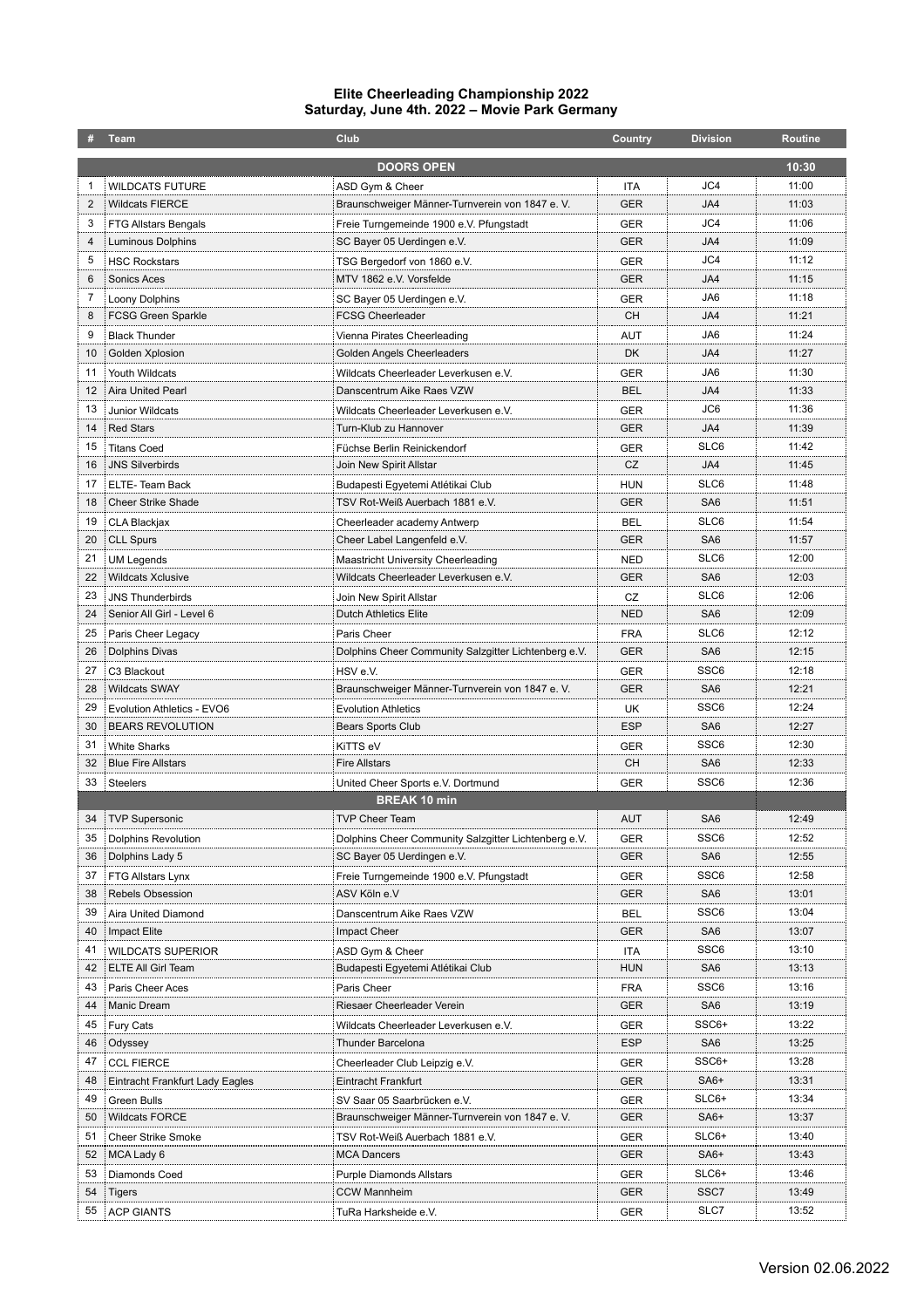# Elite Cheerleading Championship 2022

## Saturday, June 4th. 2022 – Movie Park Germany

| # | Team | Club | Country | Division | Routine |
|---|---|---|---|---|---|
| | | **DOORS OPEN** | | | **10:30** |
| 1 | WILDCATS FUTURE | ASD Gym & Cheer | ITA | JC4 | 11:00 |
| 2 | Wildcats FIERCE | Braunschweiger Männer-Turnverein von 1847 e. V. | GER | JA4 | 11:03 |
| 3 | FTG Allstars Bengals | Freie Turngemeinde 1900 e.V. Pfungstadt | GER | JC4 | 11:06 |
| 4 | Luminous Dolphins | SC Bayer 05 Uerdingen e.V. | GER | JA4 | 11:09 |
| 5 | HSC Rockstars | TSG Bergedorf von 1860 e.V. | GER | JC4 | 11:12 |
| 6 | Sonics Aces | MTV 1862 e.V. Vorsfelde | GER | JA4 | 11:15 |
| 7 | Loony Dolphins | SC Bayer 05 Uerdingen e.V. | GER | JA6 | 11:18 |
| 8 | FCSG Green Sparkle | FCSG Cheerleader | CH | JA4 | 11:21 |
| 9 | Black Thunder | Vienna Pirates Cheerleading | AUT | JA6 | 11:24 |
| 10 | Golden Xplosion | Golden Angels Cheerleaders | DK | JA4 | 11:27 |
| 11 | Youth Wildcats | Wildcats Cheerleader Leverkusen e.V. | GER | JA6 | 11:30 |
| 12 | Aira United Pearl | Danscentrum Aike Raes VZW | BEL | JA4 | 11:33 |
| 13 | Junior Wildcats | Wildcats Cheerleader Leverkusen e.V. | GER | JC6 | 11:36 |
| 14 | Red Stars | Turn-Klub zu Hannover | GER | JA4 | 11:39 |
| 15 | Titans Coed | Füchse Berlin Reinickendorf | GER | SLC6 | 11:42 |
| 16 | JNS Silverbirds | Join New Spirit Allstar | CZ | JA4 | 11:45 |
| 17 | ELTE- Team Back | Budapesti Egyetemi Atlétikai Club | HUN | SLC6 | 11:48 |
| 18 | Cheer Strike Shade | TSV Rot-Weiß Auerbach 1881 e.V. | GER | SA6 | 11:51 |
| 19 | CLA Blackjax | Cheerleader academy Antwerp | BEL | SLC6 | 11:54 |
| 20 | CLL Spurs | Cheer Label Langenfeld e.V. | GER | SA6 | 11:57 |
| 21 | UM Legends | Maastricht University Cheerleading | NED | SLC6 | 12:00 |
| 22 | Wildcats Xclusive | Wildcats Cheerleader Leverkusen e.V. | GER | SA6 | 12:03 |
| 23 | JNS Thunderbirds | Join New Spirit Allstar | CZ | SLC6 | 12:06 |
| 24 | Senior All Girl - Level 6 | Dutch Athletics Elite | NED | SA6 | 12:09 |
| 25 | Paris Cheer Legacy | Paris Cheer | FRA | SLC6 | 12:12 |
| 26 | Dolphins Divas | Dolphins Cheer Community Salzgitter Lichtenberg e.V. | GER | SA6 | 12:15 |
| 27 | C3 Blackout | HSV e.V. | GER | SSC6 | 12:18 |
| 28 | Wildcats SWAY | Braunschweiger Männer-Turnverein von 1847 e. V. | GER | SA6 | 12:21 |
| 29 | Evolution Athletics - EVO6 | Evolution Athletics | UK | SSC6 | 12:24 |
| 30 | BEARS REVOLUTION | Bears Sports Club | ESP | SA6 | 12:27 |
| 31 | White Sharks | KiTTS eV | GER | SSC6 | 12:30 |
| 32 | Blue Fire Allstars | Fire Allstars | CH | SA6 | 12:33 |
| 33 | Steelers | United Cheer Sports e.V. Dortmund | GER | SSC6 | 12:36 |
| | | **BREAK 10 min** | | | |
| 34 | TVP Supersonic | TVP Cheer Team | AUT | SA6 | 12:49 |
| 35 | Dolphins Revolution | Dolphins Cheer Community Salzgitter Lichtenberg e.V. | GER | SSC6 | 12:52 |
| 36 | Dolphins Lady 5 | SC Bayer 05 Uerdingen e.V. | GER | SA6 | 12:55 |
| 37 | FTG Allstars Lynx | Freie Turngemeinde 1900 e.V. Pfungstadt | GER | SSC6 | 12:58 |
| 38 | Rebels Obsession | ASV Köln e.V | GER | SA6 | 13:01 |
| 39 | Aira United Diamond | Danscentrum Aike Raes VZW | BEL | SSC6 | 13:04 |
| 40 | Impact Elite | Impact Cheer | GER | SA6 | 13:07 |
| 41 | WILDCATS SUPERIOR | ASD Gym & Cheer | ITA | SSC6 | 13:10 |
| 42 | ELTE All Girl Team | Budapesti Egyetemi Atlétikai Club | HUN | SA6 | 13:13 |
| 43 | Paris Cheer Aces | Paris Cheer | FRA | SSC6 | 13:16 |
| 44 | Manic Dream | Riesaer Cheerleader Verein | GER | SA6 | 13:19 |
| 45 | Fury Cats | Wildcats Cheerleader Leverkusen e.V. | GER | SSC6+ | 13:22 |
| 46 | Odyssey | Thunder Barcelona | ESP | SA6 | 13:25 |
| 47 | CCL FIERCE | Cheerleader Club Leipzig e.V. | GER | SSC6+ | 13:28 |
| 48 | Eintracht Frankfurt Lady Eagles | Eintracht Frankfurt | GER | SA6+ | 13:31 |
| 49 | Green Bulls | SV Saar 05 Saarbrücken e.V. | GER | SLC6+ | 13:34 |
| 50 | Wildcats FORCE | Braunschweiger Männer-Turnverein von 1847 e. V. | GER | SA6+ | 13:37 |
| 51 | Cheer Strike Smoke | TSV Rot-Weiß Auerbach 1881 e.V. | GER | SLC6+ | 13:40 |
| 52 | MCA Lady 6 | MCA Dancers | GER | SA6+ | 13:43 |
| 53 | Diamonds Coed | Purple Diamonds Allstars | GER | SLC6+ | 13:46 |
| 54 | Tigers | CCW Mannheim | GER | SSC7 | 13:49 |
| 55 | ACP GIANTS | TuRa Harksheide e.V. | GER | SLC7 | 13:52 |

Version 02.06.2022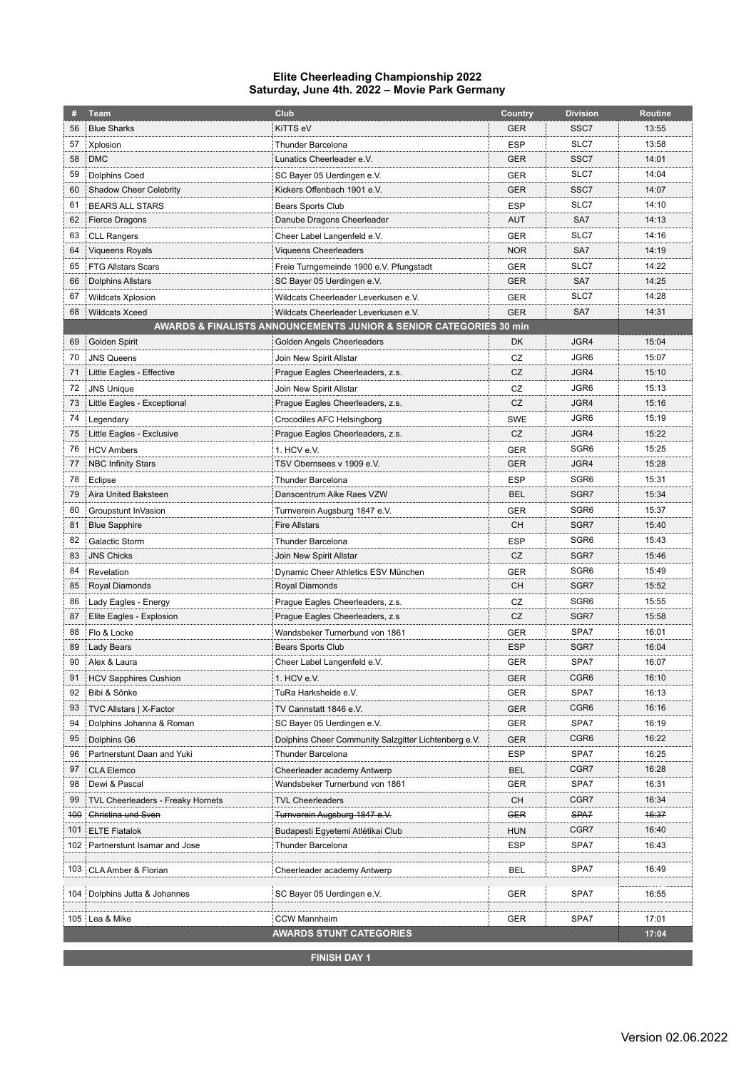**Elite Cheerleading Championship 2022**
**Saturday, June 4th. 2022 – Movie Park Germany**

| # | Team | Club | Country | Division | Routine |
|---|---|---|---|---|---|
| 56 | Blue Sharks | KiTTS eV | GER | SSC7 | 13:55 |
| 57 | Xplosion | Thunder Barcelona | ESP | SLC7 | 13:58 |
| 58 | DMC | Lunatics Cheerleader e.V. | GER | SSC7 | 14:01 |
| 59 | Dolphins Coed | SC Bayer 05 Uerdingen e.V. | GER | SLC7 | 14:04 |
| 60 | Shadow Cheer Celebrity | Kickers Offenbach 1901 e.V. | GER | SSC7 | 14:07 |
| 61 | BEARS ALL STARS | Bears Sports Club | ESP | SLC7 | 14:10 |
| 62 | Fierce Dragons | Danube Dragons Cheerleader | AUT | SA7 | 14:13 |
| 63 | CLL Rangers | Cheer Label Langenfeld e.V. | GER | SLC7 | 14:16 |
| 64 | Viqueens Royals | Viqueens Cheerleaders | NOR | SA7 | 14:19 |
| 65 | FTG Allstars Scars | Freie Turngemeinde 1900 e.V. Pfungstadt | GER | SLC7 | 14:22 |
| 66 | Dolphins Allstars | SC Bayer 05 Uerdingen e.V. | GER | SA7 | 14:25 |
| 67 | Wildcats Xplosion | Wildcats Cheerleader Leverkusen e.V. | GER | SLC7 | 14:28 |
| 68 | Wildcats Xceed | Wildcats Cheerleader Leverkusen e.V. | GER | SA7 | 14:31 |
| | AWARDS & FINALISTS ANNOUNCEMENTS JUNIOR & SENIOR CATEGORIES 30 min | | | | |
| 69 | Golden Spirit | Golden Angels Cheerleaders | DK | JGR4 | 15:04 |
| 70 | JNS Queens | Join New Spirit Allstar | CZ | JGR6 | 15:07 |
| 71 | Little Eagles - Effective | Prague Eagles Cheerleaders, z.s. | CZ | JGR4 | 15:10 |
| 72 | JNS Unique | Join New Spirit Allstar | CZ | JGR6 | 15:13 |
| 73 | Little Eagles - Exceptional | Prague Eagles Cheerleaders, z.s. | CZ | JGR4 | 15:16 |
| 74 | Legendary | Crocodiles AFC Helsingborg | SWE | JGR6 | 15:19 |
| 75 | Little Eagles - Exclusive | Prague Eagles Cheerleaders, z.s. | CZ | JGR4 | 15:22 |
| 76 | HCV Ambers | 1. HCV e.V. | GER | SGR6 | 15:25 |
| 77 | NBC Infinity Stars | TSV Obernsees v 1909 e.V. | GER | JGR4 | 15:28 |
| 78 | Eclipse | Thunder Barcelona | ESP | SGR6 | 15:31 |
| 79 | Aira United Baksteen | Danscentrum Aike Raes VZW | BEL | SGR7 | 15:34 |
| 80 | Groupstunt InVasion | Turnverein Augsburg 1847 e.V. | GER | SGR6 | 15:37 |
| 81 | Blue Sapphire | Fire Allstars | CH | SGR7 | 15:40 |
| 82 | Galactic Storm | Thunder Barcelona | ESP | SGR6 | 15:43 |
| 83 | JNS Chicks | Join New Spirit Allstar | CZ | SGR7 | 15:46 |
| 84 | Revelation | Dynamic Cheer Athletics ESV München | GER | SGR6 | 15:49 |
| 85 | Royal Diamonds | Royal Diamonds | CH | SGR7 | 15:52 |
| 86 | Lady Eagles - Energy | Prague Eagles Cheerleaders, z.s. | CZ | SGR6 | 15:55 |
| 87 | Elite Eagles - Explosion | Prague Eagles Cheerleaders, z.s | CZ | SGR7 | 15:58 |
| 88 | Flo & Locke | Wandsbeker Turnerbund von 1861 | GER | SPA7 | 16:01 |
| 89 | Lady Bears | Bears Sports Club | ESP | SGR7 | 16:04 |
| 90 | Alex & Laura | Cheer Label Langenfeld e.V. | GER | SPA7 | 16:07 |
| 91 | HCV Sapphires Cushion | 1. HCV e.V. | GER | CGR6 | 16:10 |
| 92 | Bibi & Sönke | TuRa Harksheide e.V. | GER | SPA7 | 16:13 |
| 93 | TVC Allstars \| X-Factor | TV Cannstatt 1846 e.V. | GER | CGR6 | 16:16 |
| 94 | Dolphins Johanna & Roman | SC Bayer 05 Uerdingen e.V. | GER | SPA7 | 16:19 |
| 95 | Dolphins G6 | Dolphins Cheer Community Salzgitter Lichtenberg e.V. | GER | CGR6 | 16:22 |
| 96 | Partnerstunt Daan and Yuki | Thunder Barcelona | ESP | SPA7 | 16:25 |
| 97 | CLA Elemco | Cheerleader academy Antwerp | BEL | CGR7 | 16:28 |
| 98 | Dewi & Pascal | Wandsbeker Turnerbund von 1861 | GER | SPA7 | 16:31 |
| 99 | TVL Cheerleaders - Freaky Hornets | TVL Cheerleaders | CH | CGR7 | 16:34 |
| ~~100~~ | ~~Christina und Sven~~ | ~~Turnverein Augsburg 1847 e.V.~~ | ~~GER~~ | ~~SPA7~~ | ~~16:37~~ |
| 101 | ELTE Fiatalok | Budapesti Egyetemi Atlétikai Club | HUN | CGR7 | 16:40 |
| 102 | Partnerstunt Isamar and Jose | Thunder Barcelona | ESP | SPA7 | 16:43 |
| 103 | CLA Amber & Florian | Cheerleader academy Antwerp | BEL | SPA7 | 16:49 |
| 104 | Dolphins Jutta & Johannes | SC Bayer 05 Uerdingen e.V. | GER | SPA7 | 16:55 |
| 105 | Lea & Mike | CCW Mannheim | GER | SPA7 | 17:01 |
| | AWARDS STUNT CATEGORIES | | | | 17:04 |

**FINISH DAY 1**

Version 02.06.2022